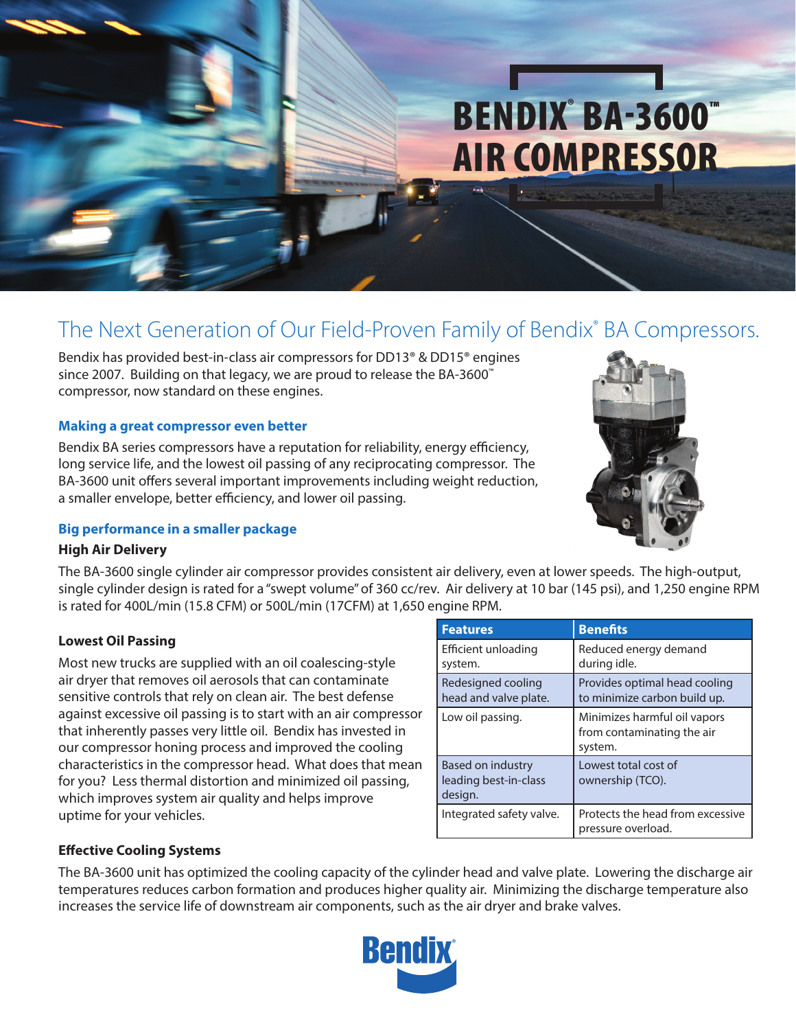# BENDIX® BA-3600™ AIR COMPRESSOR

## The Next Generation of Our Field-Proven Family of Bendix® BA Compressors.

Bendix has provided best-in-class air compressors for DD13® & DD15® engines since 2007. Building on that legacy, we are proud to release the BA-3600™ compressor, now standard on these engines.

### Making a great compressor even better

Bendix BA series compressors have a reputation for reliability, energy efficiency, long service life, and the lowest oil passing of any reciprocating compressor. The BA-3600 unit offers several important improvements including weight reduction, a smaller envelope, better efficiency, and lower oil passing.

### Big performance in a smaller package

**High Air Delivery**

The BA-3600 single cylinder air compressor provides consistent air delivery, even at lower speeds. The high-output, single cylinder design is rated for a "swept volume" of 360 cc/rev. Air delivery at 10 bar (145 psi), and 1,250 engine RPM is rated for 400L/min (15.8 CFM) or 500L/min (17CFM) at 1,650 engine RPM.

**Lowest Oil Passing**

Most new trucks are supplied with an oil coalescing-style air dryer that removes oil aerosols that can contaminate sensitive controls that rely on clean air. The best defense against excessive oil passing is to start with an air compressor that inherently passes very little oil. Bendix has invested in our compressor honing process and improved the cooling characteristics in the compressor head. What does that mean for you? Less thermal distortion and minimized oil passing, which improves system air quality and helps improve uptime for your vehicles.

| Features | Benefits |
|---|---|
| Efficient unloading system. | Reduced energy demand during idle. |
| Redesigned cooling head and valve plate. | Provides optimal head cooling to minimize carbon build up. |
| Low oil passing. | Minimizes harmful oil vapors from contaminating the air system. |
| Based on industry leading best-in-class design. | Lowest total cost of ownership (TCO). |
| Integrated safety valve. | Protects the head from excessive pressure overload. |

**Effective Cooling Systems**

The BA-3600 unit has optimized the cooling capacity of the cylinder head and valve plate. Lowering the discharge air temperatures reduces carbon formation and produces higher quality air. Minimizing the discharge temperature also increases the service life of downstream air components, such as the air dryer and brake valves.

Bendix®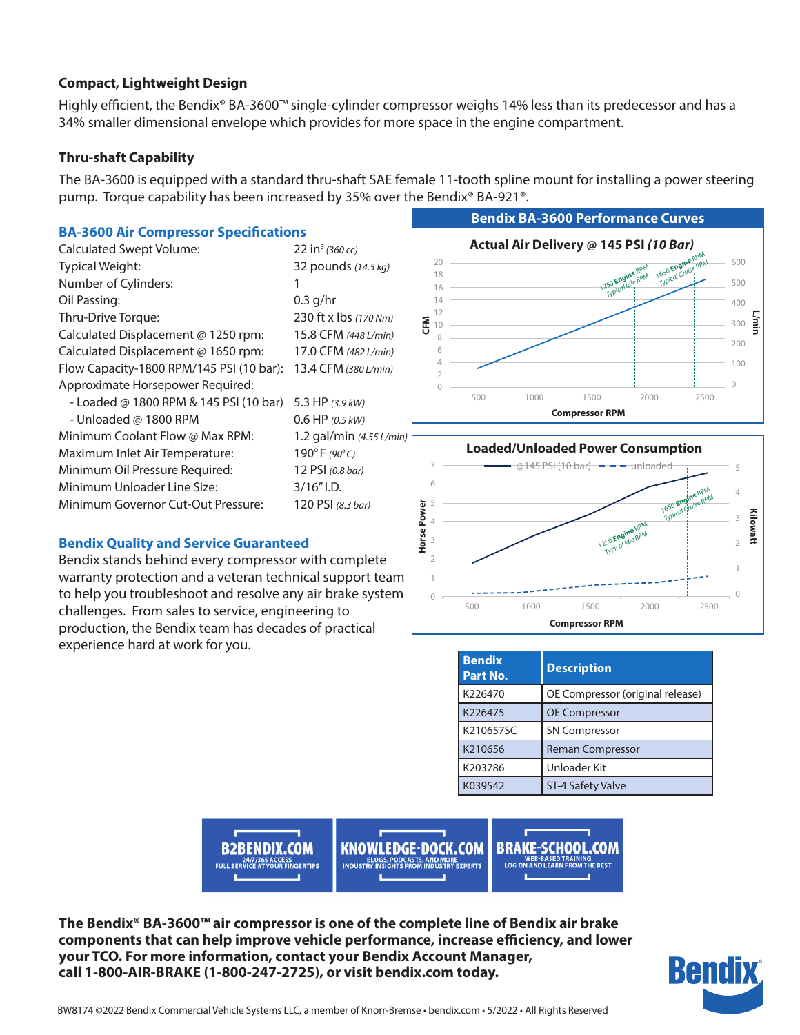### Compact, Lightweight Design

Highly efficient, the Bendix® BA-3600™ single-cylinder compressor weighs 14% less than its predecessor and has a 34% smaller dimensional envelope which provides for more space in the engine compartment.

### Thru-shaft Capability

The BA-3600 is equipped with a standard thru-shaft SAE female 11-tooth spline mount for installing a power steering pump. Torque capability has been increased by 35% over the Bendix® BA-921®.

### BA-3600 Air Compressor Specifications

| | |
|---|---|
| Calculated Swept Volume: | 22 in³ *(360 cc)* |
| Typical Weight: | 32 pounds *(14.5 kg)* |
| Number of Cylinders: | 1 |
| Oil Passing: | 0.3 g/hr |
| Thru-Drive Torque: | 230 ft x lbs *(170 Nm)* |
| Calculated Displacement @ 1250 rpm: | 15.8 CFM *(448 L/min)* |
| Calculated Displacement @ 1650 rpm: | 17.0 CFM *(482 L/min)* |
| Flow Capacity-1800 RPM/145 PSI (10 bar): | 13.4 CFM *(380 L/min)* |
| Approximate Horsepower Required: | |
| - Loaded @ 1800 RPM & 145 PSI (10 bar) | 5.3 HP *(3.9 kW)* |
| - Unloaded @ 1800 RPM | 0.6 HP *(0.5 kW)* |
| Minimum Coolant Flow @ Max RPM: | 1.2 gal/min *(4.55 L/min)* |
| Maximum Inlet Air Temperature: | 190°F *(90°C)* |
| Minimum Oil Pressure Required: | 12 PSI *(0.8 bar)* |
| Minimum Unloader Line Size: | 3/16" I.D. |
| Minimum Governor Cut-Out Pressure: | 120 PSI *(8.3 bar)* |

### Bendix Quality and Service Guaranteed

Bendix stands behind every compressor with complete warranty protection and a veteran technical support team to help you troubleshoot and resolve any air brake system challenges. From sales to service, engineering to production, the Bendix team has decades of practical experience hard at work for you.

**Bendix BA-3600 Performance Curves**

**Actual Air Delivery @ 145 PSI *(10 Bar)***

CFM: 0, 2, 4, 6, 8, 10, 12, 14, 16, 18, 20
L/min: 0, 100, 200, 300, 400, 500, 600
Compressor RPM: 500, 1000, 1500, 2000, 2500
1250 Engine RPM Typical Idle RPM
1650 Engine RPM Typical Cruise RPM

**Loaded/Unloaded Power Consumption**

@145 PSI (10 bar) — unloaded
Horse Power: 0, 1, 2, 3, 4, 5, 6, 7
Kilowatt: 0, 1, 2, 3, 4, 5
Compressor RPM: 500, 1000, 1500, 2000, 2500
1250 Engine RPM Typical Idle RPM
1650 Engine RPM Typical Cruise RPM

| Bendix Part No. | Description |
|---|---|
| K226470 | OE Compressor (original release) |
| K226475 | OE Compressor |
| K210657SC | SN Compressor |
| K210656 | Reman Compressor |
| K203786 | Unloader Kit |
| K039542 | ST-4 Safety Valve |

B2BENDIX.COM — 24/7/365 ACCESS FULL SERVICE AT YOUR FINGERTIPS
KNOWLEDGE-DOCK.COM — BLOGS, PODCASTS, AND MORE INDUSTRY INSIGHTS FROM INDUSTRY EXPERTS
BRAKE-SCHOOL.COM — WEB-BASED TRAINING LOG ON AND LEARN FROM THE BEST

**The Bendix® BA-3600™ air compressor is one of the complete line of Bendix air brake components that can help improve vehicle performance, increase efficiency, and lower your TCO. For more information, contact your Bendix Account Manager, call 1-800-AIR-BRAKE (1-800-247-2725), or visit bendix.com today.**

Bendix®

BW8174 ©2022 Bendix Commercial Vehicle Systems LLC, a member of Knorr-Bremse • bendix.com • 5/2022 • All Rights Reserved